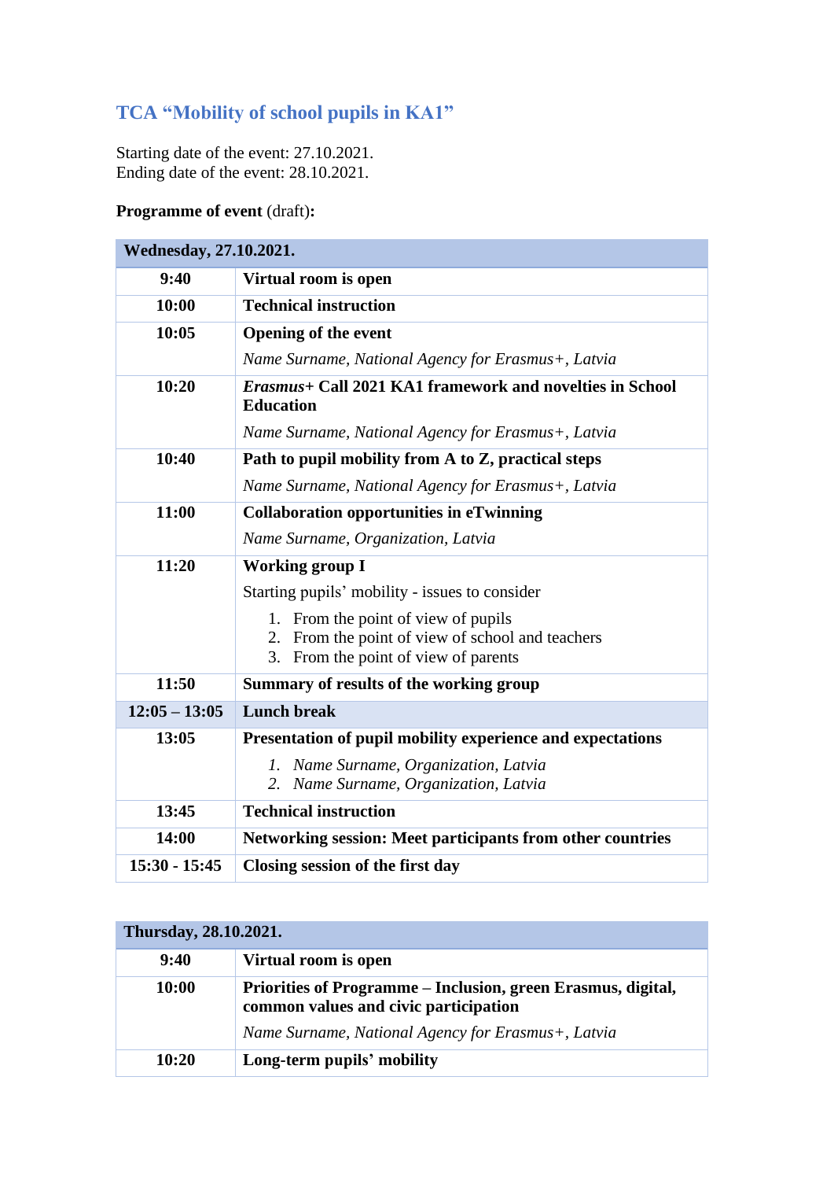## TCA "Mobility of school pupils in KA1"

Starting date of the event: 27.10.2021.
Ending date of the event: 28.10.2021.

**Programme of event** (draft)**:**

| **Wednesday, 27.10.2021.** | |
|---|---|
| **9:40** | **Virtual room is open** |
| **10:00** | **Technical instruction** |
| **10:05** | **Opening of the event**<br>*Name Surname, National Agency for Erasmus+, Latvia* |
| **10:20** | ***Erasmus+* Call 2021 KA1 framework and novelties in School Education**<br>*Name Surname, National Agency for Erasmus+, Latvia* |
| **10:40** | **Path to pupil mobility from A to Z, practical steps**<br>*Name Surname, National Agency for Erasmus+, Latvia* |
| **11:00** | **Collaboration opportunities in eTwinning**<br>*Name Surname, Organization, Latvia* |
| **11:20** | **Working group I**<br>Starting pupils' mobility - issues to consider<br>1. From the point of view of pupils<br>2. From the point of view of school and teachers<br>3. From the point of view of parents |
| **11:50** | **Summary of results of the working group** |
| **12:05 – 13:05** | **Lunch break** |
| **13:05** | **Presentation of pupil mobility experience and expectations**<br>*1. Name Surname, Organization, Latvia*<br>*2. Name Surname, Organization, Latvia* |
| **13:45** | **Technical instruction** |
| **14:00** | **Networking session: Meet participants from other countries** |
| **15:30 - 15:45** | **Closing session of the first day** |

| **Thursday, 28.10.2021.** | |
|---|---|
| **9:40** | **Virtual room is open** |
| **10:00** | **Priorities of Programme – Inclusion, green Erasmus, digital, common values and civic participation**<br>*Name Surname, National Agency for Erasmus+, Latvia* |
| **10:20** | **Long-term pupils' mobility** |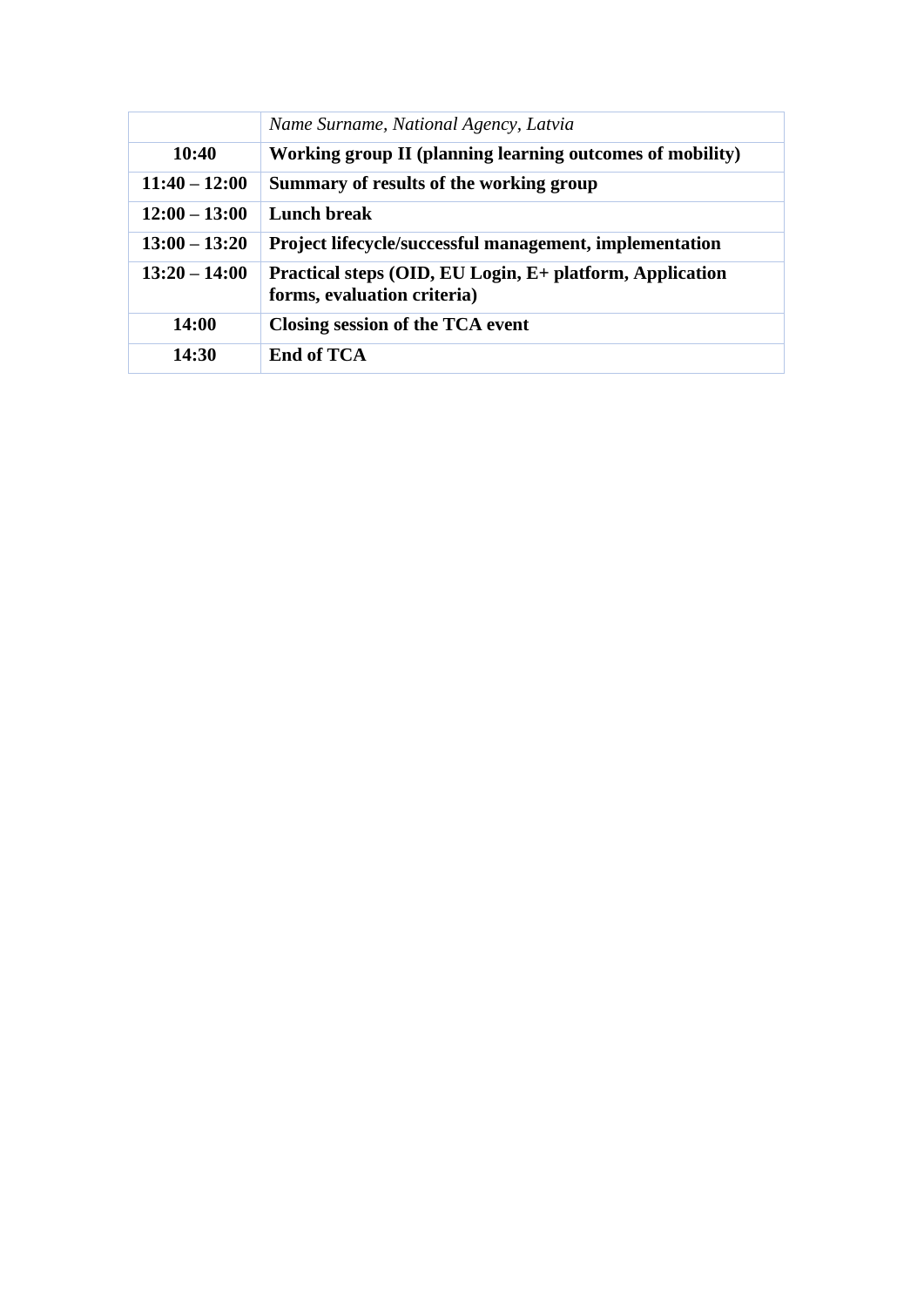| | |
|---|---|
| | *Name Surname, National Agency, Latvia* |
| **10:40** | **Working group II (planning learning outcomes of mobility)** |
| **11:40 – 12:00** | **Summary of results of the working group** |
| **12:00 – 13:00** | **Lunch break** |
| **13:00 – 13:20** | **Project lifecycle/successful management, implementation** |
| **13:20 – 14:00** | **Practical steps (OID, EU Login, E+ platform, Application forms, evaluation criteria)** |
| **14:00** | **Closing session of the TCA event** |
| **14:30** | **End of TCA** |